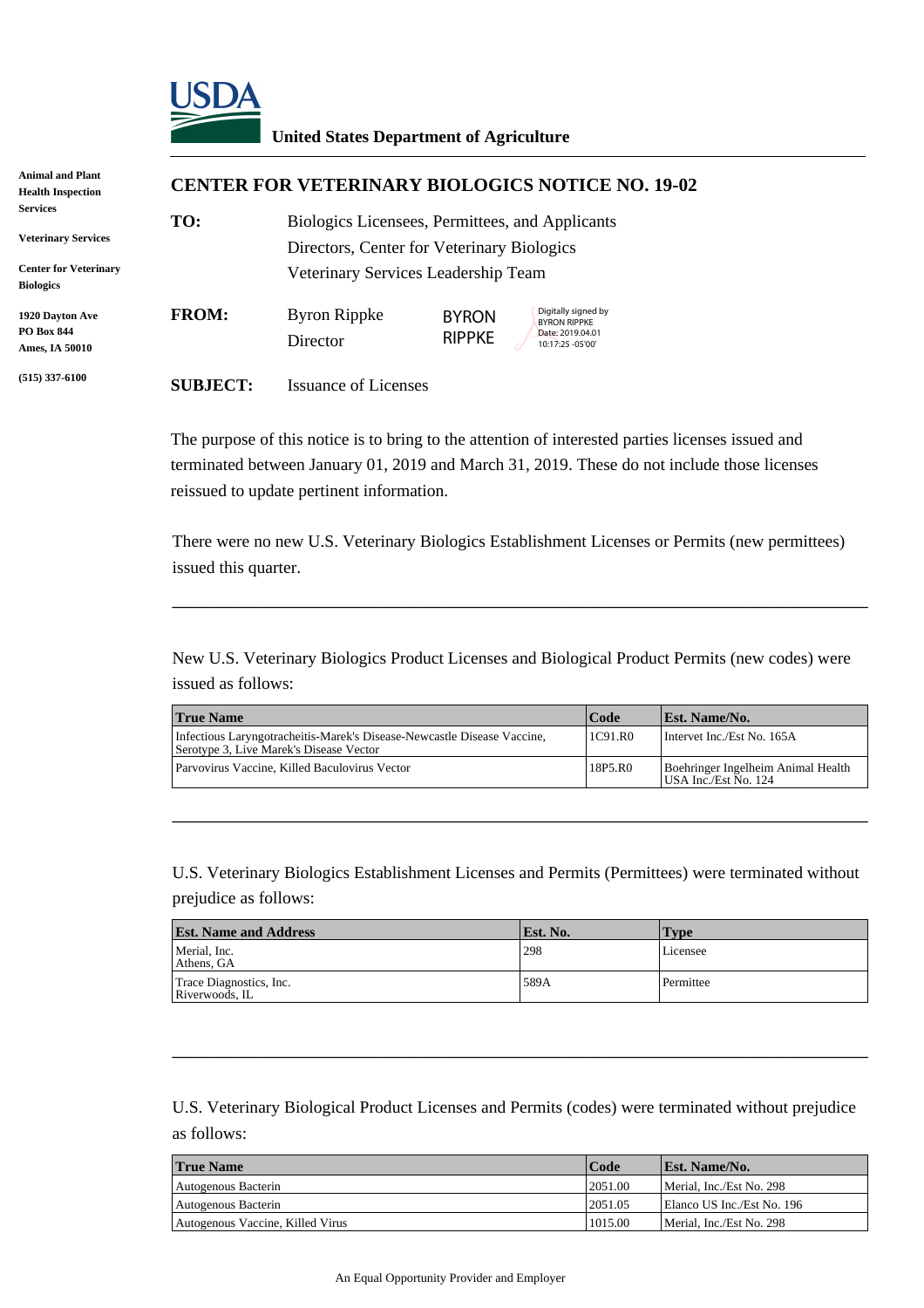# USDA

**United States Department of Agriculture**

**Animal and Plant Health Inspection Services**

**Veterinary Services**

**Center for Veterinary Biologics**

**1920 Dayton Ave**
**PO Box 844**
**Ames, IA 50010**

**(515) 337-6100**

## CENTER FOR VETERINARY BIOLOGICS NOTICE NO. 19-02

**TO:** Biologics Licensees, Permittees, and Applicants
Directors, Center for Veterinary Biologics
Veterinary Services Leadership Team

**FROM:** Byron Rippke
Director

BYRON RIPPKE — Digitally signed by BYRON RIPPKE Date: 2019.04.01 10:17:25 -05'00'

**SUBJECT:** Issuance of Licenses

The purpose of this notice is to bring to the attention of interested parties licenses issued and terminated between January 01, 2019 and March 31, 2019. These do not include those licenses reissued to update pertinent information.

There were no new U.S. Veterinary Biologics Establishment Licenses or Permits (new permittees) issued this quarter.

---

New U.S. Veterinary Biologics Product Licenses and Biological Product Permits (new codes) were issued as follows:

| True Name | Code | Est. Name/No. |
|---|---|---|
| Infectious Laryngotracheitis-Marek's Disease-Newcastle Disease Vaccine, Serotype 3, Live Marek's Disease Vector | 1C91.R0 | Intervet Inc./Est No. 165A |
| Parvovirus Vaccine, Killed Baculovirus Vector | 18P5.R0 | Boehringer Ingelheim Animal Health USA Inc./Est No. 124 |

---

U.S. Veterinary Biologics Establishment Licenses and Permits (Permittees) were terminated without prejudice as follows:

| Est. Name and Address | Est. No. | Type |
|---|---|---|
| Merial, Inc.<br>Athens, GA | 298 | Licensee |
| Trace Diagnostics, Inc.<br>Riverwoods, IL | 589A | Permittee |

---

U.S. Veterinary Biological Product Licenses and Permits (codes) were terminated without prejudice as follows:

| True Name | Code | Est. Name/No. |
|---|---|---|
| Autogenous Bacterin | 2051.00 | Merial, Inc./Est No. 298 |
| Autogenous Bacterin | 2051.05 | Elanco US Inc./Est No. 196 |
| Autogenous Vaccine, Killed Virus | 1015.00 | Merial, Inc./Est No. 298 |

An Equal Opportunity Provider and Employer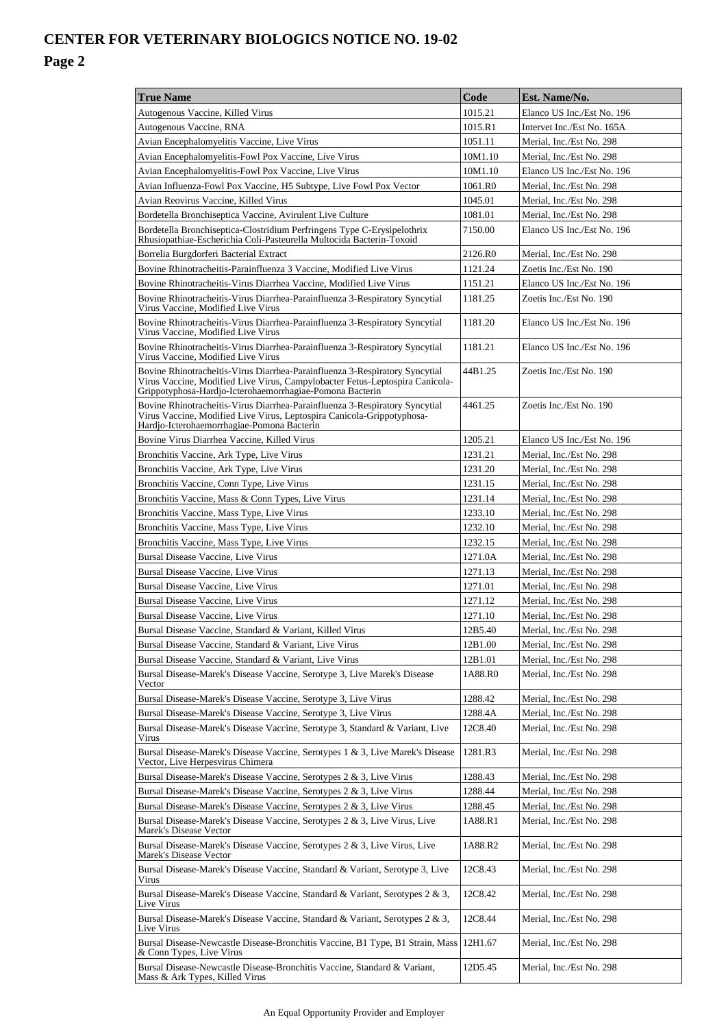# CENTER FOR VETERINARY BIOLOGICS NOTICE NO. 19-02

## Page 2

| True Name | Code | Est. Name/No. |
|---|---|---|
| Autogenous Vaccine, Killed Virus | 1015.21 | Elanco US Inc./Est No. 196 |
| Autogenous Vaccine, RNA | 1015.R1 | Intervet Inc./Est No. 165A |
| Avian Encephalomyelitis Vaccine, Live Virus | 1051.11 | Merial, Inc./Est No. 298 |
| Avian Encephalomyelitis-Fowl Pox Vaccine, Live Virus | 10M1.10 | Merial, Inc./Est No. 298 |
| Avian Encephalomyelitis-Fowl Pox Vaccine, Live Virus | 10M1.10 | Elanco US Inc./Est No. 196 |
| Avian Influenza-Fowl Pox Vaccine, H5 Subtype, Live Fowl Pox Vector | 1061.R0 | Merial, Inc./Est No. 298 |
| Avian Reovirus Vaccine, Killed Virus | 1045.01 | Merial, Inc./Est No. 298 |
| Bordetella Bronchiseptica Vaccine, Avirulent Live Culture | 1081.01 | Merial, Inc./Est No. 298 |
| Bordetella Bronchiseptica-Clostridium Perfringens Type C-Erysipelothrix Rhusiopathiae-Escherichia Coli-Pasteurella Multocida Bacterin-Toxoid | 7150.00 | Elanco US Inc./Est No. 196 |
| Borrelia Burgdorferi Bacterial Extract | 2126.R0 | Merial, Inc./Est No. 298 |
| Bovine Rhinotracheitis-Parainfluenza 3 Vaccine, Modified Live Virus | 1121.24 | Zoetis Inc./Est No. 190 |
| Bovine Rhinotracheitis-Virus Diarrhea Vaccine, Modified Live Virus | 1151.21 | Elanco US Inc./Est No. 196 |
| Bovine Rhinotracheitis-Virus Diarrhea-Parainfluenza 3-Respiratory Syncytial Virus Vaccine, Modified Live Virus | 1181.25 | Zoetis Inc./Est No. 190 |
| Bovine Rhinotracheitis-Virus Diarrhea-Parainfluenza 3-Respiratory Syncytial Virus Vaccine, Modified Live Virus | 1181.20 | Elanco US Inc./Est No. 196 |
| Bovine Rhinotracheitis-Virus Diarrhea-Parainfluenza 3-Respiratory Syncytial Virus Vaccine, Modified Live Virus | 1181.21 | Elanco US Inc./Est No. 196 |
| Bovine Rhinotracheitis-Virus Diarrhea-Parainfluenza 3-Respiratory Syncytial Virus Vaccine, Modified Live Virus, Campylobacter Fetus-Leptospira Canicola-Grippotyphosa-Hardjo-Icterohaemorrhagiae-Pomona Bacterin | 44B1.25 | Zoetis Inc./Est No. 190 |
| Bovine Rhinotracheitis-Virus Diarrhea-Parainfluenza 3-Respiratory Syncytial Virus Vaccine, Modified Live Virus, Leptospira Canicola-Grippotyphosa-Hardjo-Icterohaemorrhagiae-Pomona Bacterin | 4461.25 | Zoetis Inc./Est No. 190 |
| Bovine Virus Diarrhea Vaccine, Killed Virus | 1205.21 | Elanco US Inc./Est No. 196 |
| Bronchitis Vaccine, Ark Type, Live Virus | 1231.21 | Merial, Inc./Est No. 298 |
| Bronchitis Vaccine, Ark Type, Live Virus | 1231.20 | Merial, Inc./Est No. 298 |
| Bronchitis Vaccine, Conn Type, Live Virus | 1231.15 | Merial, Inc./Est No. 298 |
| Bronchitis Vaccine, Mass & Conn Types, Live Virus | 1231.14 | Merial, Inc./Est No. 298 |
| Bronchitis Vaccine, Mass Type, Live Virus | 1233.10 | Merial, Inc./Est No. 298 |
| Bronchitis Vaccine, Mass Type, Live Virus | 1232.10 | Merial, Inc./Est No. 298 |
| Bronchitis Vaccine, Mass Type, Live Virus | 1232.15 | Merial, Inc./Est No. 298 |
| Bursal Disease Vaccine, Live Virus | 1271.0A | Merial, Inc./Est No. 298 |
| Bursal Disease Vaccine, Live Virus | 1271.13 | Merial, Inc./Est No. 298 |
| Bursal Disease Vaccine, Live Virus | 1271.01 | Merial, Inc./Est No. 298 |
| Bursal Disease Vaccine, Live Virus | 1271.12 | Merial, Inc./Est No. 298 |
| Bursal Disease Vaccine, Live Virus | 1271.10 | Merial, Inc./Est No. 298 |
| Bursal Disease Vaccine, Standard & Variant, Killed Virus | 12B5.40 | Merial, Inc./Est No. 298 |
| Bursal Disease Vaccine, Standard & Variant, Live Virus | 12B1.00 | Merial, Inc./Est No. 298 |
| Bursal Disease Vaccine, Standard & Variant, Live Virus | 12B1.01 | Merial, Inc./Est No. 298 |
| Bursal Disease-Marek's Disease Vaccine, Serotype 3, Live Marek's Disease Vector | 1A88.R0 | Merial, Inc./Est No. 298 |
| Bursal Disease-Marek's Disease Vaccine, Serotype 3, Live Virus | 1288.42 | Merial, Inc./Est No. 298 |
| Bursal Disease-Marek's Disease Vaccine, Serotype 3, Live Virus | 1288.4A | Merial, Inc./Est No. 298 |
| Bursal Disease-Marek's Disease Vaccine, Serotype 3, Standard & Variant, Live Virus | 12C8.40 | Merial, Inc./Est No. 298 |
| Bursal Disease-Marek's Disease Vaccine, Serotypes 1 & 3, Live Marek's Disease Vector, Live Herpesvirus Chimera | 1281.R3 | Merial, Inc./Est No. 298 |
| Bursal Disease-Marek's Disease Vaccine, Serotypes 2 & 3, Live Virus | 1288.43 | Merial, Inc./Est No. 298 |
| Bursal Disease-Marek's Disease Vaccine, Serotypes 2 & 3, Live Virus | 1288.44 | Merial, Inc./Est No. 298 |
| Bursal Disease-Marek's Disease Vaccine, Serotypes 2 & 3, Live Virus | 1288.45 | Merial, Inc./Est No. 298 |
| Bursal Disease-Marek's Disease Vaccine, Serotypes 2 & 3, Live Virus, Live Marek's Disease Vector | 1A88.R1 | Merial, Inc./Est No. 298 |
| Bursal Disease-Marek's Disease Vaccine, Serotypes 2 & 3, Live Virus, Live Marek's Disease Vector | 1A88.R2 | Merial, Inc./Est No. 298 |
| Bursal Disease-Marek's Disease Vaccine, Standard & Variant, Serotype 3, Live Virus | 12C8.43 | Merial, Inc./Est No. 298 |
| Bursal Disease-Marek's Disease Vaccine, Standard & Variant, Serotypes 2 & 3, Live Virus | 12C8.42 | Merial, Inc./Est No. 298 |
| Bursal Disease-Marek's Disease Vaccine, Standard & Variant, Serotypes 2 & 3, Live Virus | 12C8.44 | Merial, Inc./Est No. 298 |
| Bursal Disease-Newcastle Disease-Bronchitis Vaccine, B1 Type, B1 Strain, Mass & Conn Types, Live Virus | 12H1.67 | Merial, Inc./Est No. 298 |
| Bursal Disease-Newcastle Disease-Bronchitis Vaccine, Standard & Variant, Mass & Ark Types, Killed Virus | 12D5.45 | Merial, Inc./Est No. 298 |

An Equal Opportunity Provider and Employer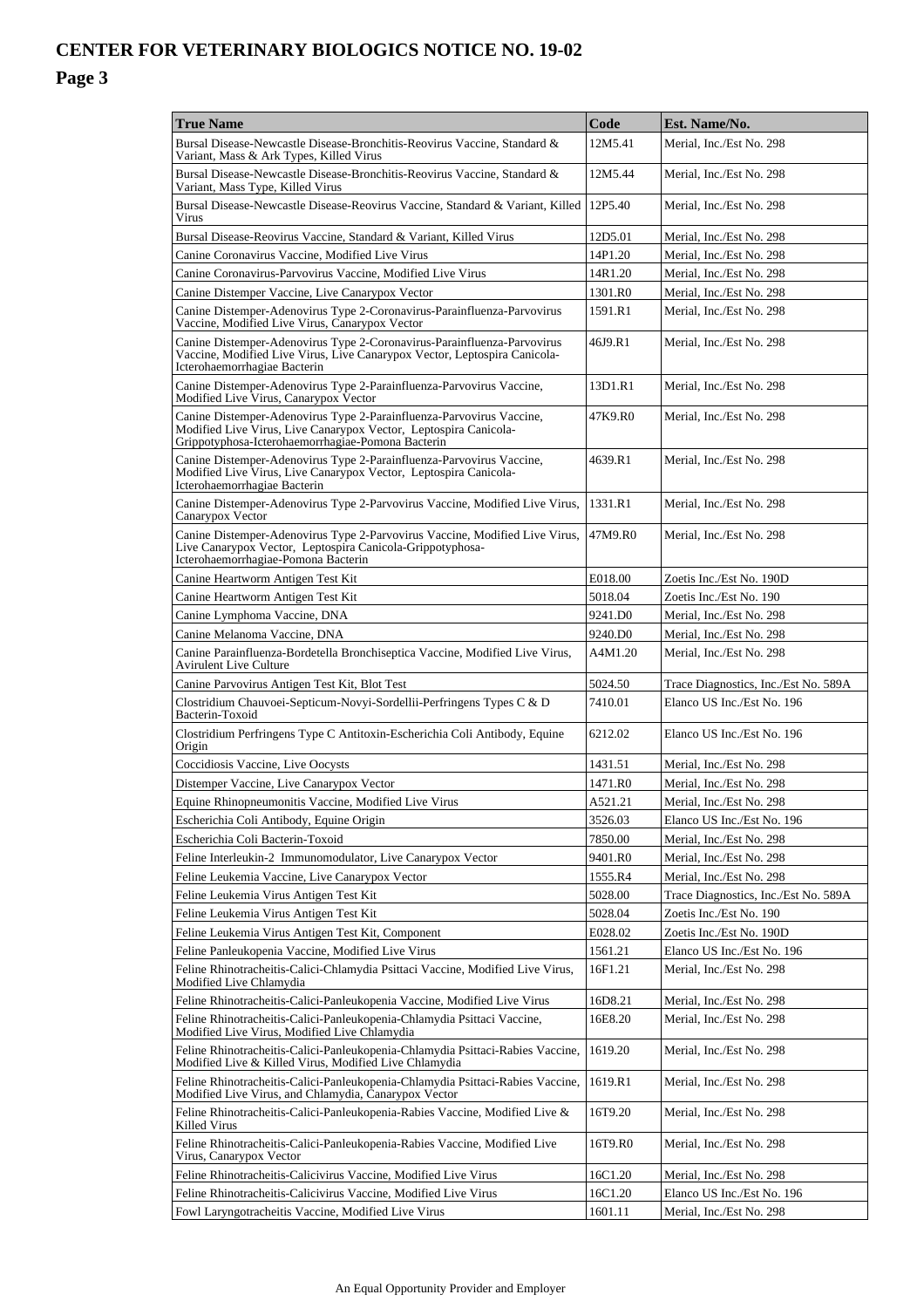| True Name | Code | Est. Name/No. |
|---|---|---|
| Bursal Disease-Newcastle Disease-Bronchitis-Reovirus Vaccine, Standard & Variant, Mass & Ark Types, Killed Virus | 12M5.41 | Merial, Inc./Est No. 298 |
| Bursal Disease-Newcastle Disease-Bronchitis-Reovirus Vaccine, Standard & Variant, Mass Type, Killed Virus | 12M5.44 | Merial, Inc./Est No. 298 |
| Bursal Disease-Newcastle Disease-Reovirus Vaccine, Standard & Variant, Killed Virus | 12P5.40 | Merial, Inc./Est No. 298 |
| Bursal Disease-Reovirus Vaccine, Standard & Variant, Killed Virus | 12D5.01 | Merial, Inc./Est No. 298 |
| Canine Coronavirus Vaccine, Modified Live Virus | 14P1.20 | Merial, Inc./Est No. 298 |
| Canine Coronavirus-Parvovirus Vaccine, Modified Live Virus | 14R1.20 | Merial, Inc./Est No. 298 |
| Canine Distemper Vaccine, Live Canarypox Vector | 1301.R0 | Merial, Inc./Est No. 298 |
| Canine Distemper-Adenovirus Type 2-Coronavirus-Parainfluenza-Parvovirus Vaccine, Modified Live Virus, Canarypox Vector | 1591.R1 | Merial, Inc./Est No. 298 |
| Canine Distemper-Adenovirus Type 2-Coronavirus-Parainfluenza-Parvovirus Vaccine, Modified Live Virus, Live Canarypox Vector, Leptospira Canicola-Icterohaemorrhagiae Bacterin | 46J9.R1 | Merial, Inc./Est No. 298 |
| Canine Distemper-Adenovirus Type 2-Parainfluenza-Parvovirus Vaccine, Modified Live Virus, Canarypox Vector | 13D1.R1 | Merial, Inc./Est No. 298 |
| Canine Distemper-Adenovirus Type 2-Parainfluenza-Parvovirus Vaccine, Modified Live Virus, Live Canarypox Vector, Leptospira Canicola-Grippotyphosa-Icterohaemorrhagiae-Pomona Bacterin | 47K9.R0 | Merial, Inc./Est No. 298 |
| Canine Distemper-Adenovirus Type 2-Parainfluenza-Parvovirus Vaccine, Modified Live Virus, Live Canarypox Vector, Leptospira Canicola-Icterohaemorrhagiae Bacterin | 4639.R1 | Merial, Inc./Est No. 298 |
| Canine Distemper-Adenovirus Type 2-Parvovirus Vaccine, Modified Live Virus, Canarypox Vector | 1331.R1 | Merial, Inc./Est No. 298 |
| Canine Distemper-Adenovirus Type 2-Parvovirus Vaccine, Modified Live Virus, Live Canarypox Vector, Leptospira Canicola-Grippotyphosa-Icterohaemorrhagiae-Pomona Bacterin | 47M9.R0 | Merial, Inc./Est No. 298 |
| Canine Heartworm Antigen Test Kit | E018.00 | Zoetis Inc./Est No. 190D |
| Canine Heartworm Antigen Test Kit | 5018.04 | Zoetis Inc./Est No. 190 |
| Canine Lymphoma Vaccine, DNA | 9241.D0 | Merial, Inc./Est No. 298 |
| Canine Melanoma Vaccine, DNA | 9240.D0 | Merial, Inc./Est No. 298 |
| Canine Parainfluenza-Bordetella Bronchiseptica Vaccine, Modified Live Virus, Avirulent Live Culture | A4M1.20 | Merial, Inc./Est No. 298 |
| Canine Parvovirus Antigen Test Kit, Blot Test | 5024.50 | Trace Diagnostics, Inc./Est No. 589A |
| Clostridium Chauvoei-Septicum-Novyi-Sordellii-Perfringens Types C & D Bacterin-Toxoid | 7410.01 | Elanco US Inc./Est No. 196 |
| Clostridium Perfringens Type C Antitoxin-Escherichia Coli Antibody, Equine Origin | 6212.02 | Elanco US Inc./Est No. 196 |
| Coccidiosis Vaccine, Live Oocysts | 1431.51 | Merial, Inc./Est No. 298 |
| Distemper Vaccine, Live Canarypox Vector | 1471.R0 | Merial, Inc./Est No. 298 |
| Equine Rhinopneumonitis Vaccine, Modified Live Virus | A521.21 | Merial, Inc./Est No. 298 |
| Escherichia Coli Antibody, Equine Origin | 3526.03 | Elanco US Inc./Est No. 196 |
| Escherichia Coli Bacterin-Toxoid | 7850.00 | Merial, Inc./Est No. 298 |
| Feline Interleukin-2 Immunomodulator, Live Canarypox Vector | 9401.R0 | Merial, Inc./Est No. 298 |
| Feline Leukemia Vaccine, Live Canarypox Vector | 1555.R4 | Merial, Inc./Est No. 298 |
| Feline Leukemia Virus Antigen Test Kit | 5028.00 | Trace Diagnostics, Inc./Est No. 589A |
| Feline Leukemia Virus Antigen Test Kit | 5028.04 | Zoetis Inc./Est No. 190 |
| Feline Leukemia Virus Antigen Test Kit, Component | E028.02 | Zoetis Inc./Est No. 190D |
| Feline Panleukopenia Vaccine, Modified Live Virus | 1561.21 | Elanco US Inc./Est No. 196 |
| Feline Rhinotracheitis-Calici-Chlamydia Psittaci Vaccine, Modified Live Virus, Modified Live Chlamydia | 16F1.21 | Merial, Inc./Est No. 298 |
| Feline Rhinotracheitis-Calici-Panleukopenia Vaccine, Modified Live Virus | 16D8.21 | Merial, Inc./Est No. 298 |
| Feline Rhinotracheitis-Calici-Panleukopenia-Chlamydia Psittaci Vaccine, Modified Live Virus, Modified Live Chlamydia | 16E8.20 | Merial, Inc./Est No. 298 |
| Feline Rhinotracheitis-Calici-Panleukopenia-Chlamydia Psittaci-Rabies Vaccine, Modified Live & Killed Virus, Modified Live Chlamydia | 1619.20 | Merial, Inc./Est No. 298 |
| Feline Rhinotracheitis-Calici-Panleukopenia-Chlamydia Psittaci-Rabies Vaccine, Modified Live Virus, and Chlamydia, Canarypox Vector | 1619.R1 | Merial, Inc./Est No. 298 |
| Feline Rhinotracheitis-Calici-Panleukopenia-Rabies Vaccine, Modified Live & Killed Virus | 16T9.20 | Merial, Inc./Est No. 298 |
| Feline Rhinotracheitis-Calici-Panleukopenia-Rabies Vaccine, Modified Live Virus, Canarypox Vector | 16T9.R0 | Merial, Inc./Est No. 298 |
| Feline Rhinotracheitis-Calicivirus Vaccine, Modified Live Virus | 16C1.20 | Merial, Inc./Est No. 298 |
| Feline Rhinotracheitis-Calicivirus Vaccine, Modified Live Virus | 16C1.20 | Elanco US Inc./Est No. 196 |
| Fowl Laryngotracheitis Vaccine, Modified Live Virus | 1601.11 | Merial, Inc./Est No. 298 |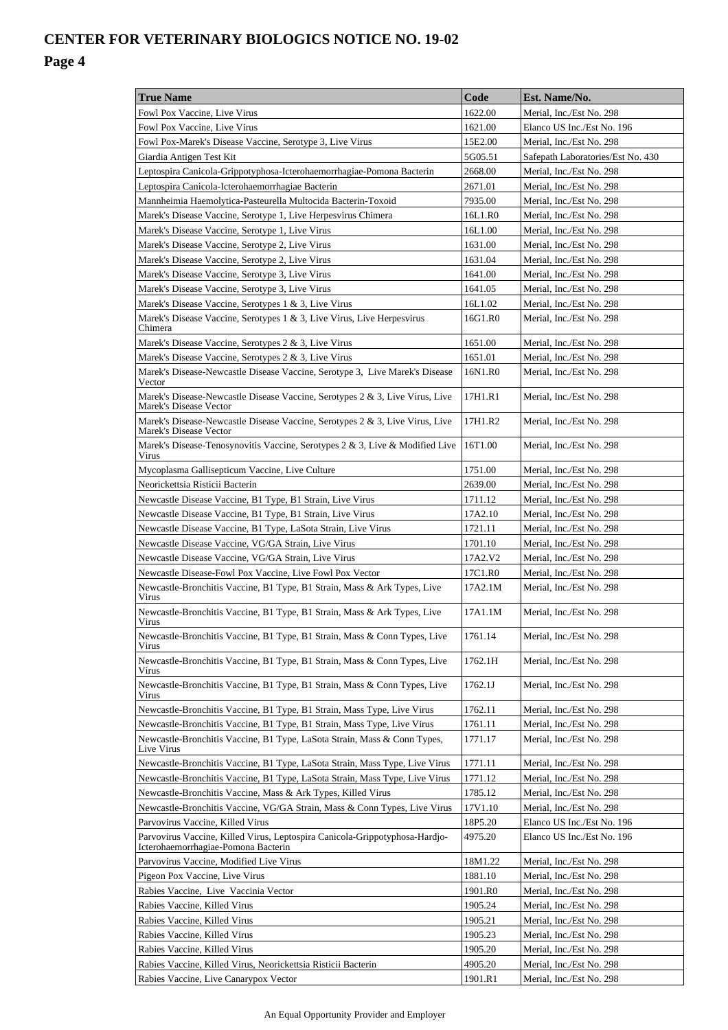# CENTER FOR VETERINARY BIOLOGICS NOTICE NO. 19-02

## Page 4

| True Name | Code | Est. Name/No. |
|---|---|---|
| Fowl Pox Vaccine, Live Virus | 1622.00 | Merial, Inc./Est No. 298 |
| Fowl Pox Vaccine, Live Virus | 1621.00 | Elanco US Inc./Est No. 196 |
| Fowl Pox-Marek's Disease Vaccine, Serotype 3, Live Virus | 15E2.00 | Merial, Inc./Est No. 298 |
| Giardia Antigen Test Kit | 5G05.51 | Safepath Laboratories/Est No. 430 |
| Leptospira Canicola-Grippotyphosa-Icterohaemorrhagiae-Pomona Bacterin | 2668.00 | Merial, Inc./Est No. 298 |
| Leptospira Canicola-Icterohaemorrhagiae Bacterin | 2671.01 | Merial, Inc./Est No. 298 |
| Mannheimia Haemolytica-Pasteurella Multocida Bacterin-Toxoid | 7935.00 | Merial, Inc./Est No. 298 |
| Marek's Disease Vaccine, Serotype 1, Live Herpesvirus Chimera | 16L1.R0 | Merial, Inc./Est No. 298 |
| Marek's Disease Vaccine, Serotype 1, Live Virus | 16L1.00 | Merial, Inc./Est No. 298 |
| Marek's Disease Vaccine, Serotype 2, Live Virus | 1631.00 | Merial, Inc./Est No. 298 |
| Marek's Disease Vaccine, Serotype 2, Live Virus | 1631.04 | Merial, Inc./Est No. 298 |
| Marek's Disease Vaccine, Serotype 3, Live Virus | 1641.00 | Merial, Inc./Est No. 298 |
| Marek's Disease Vaccine, Serotype 3, Live Virus | 1641.05 | Merial, Inc./Est No. 298 |
| Marek's Disease Vaccine, Serotypes 1 & 3, Live Virus | 16L1.02 | Merial, Inc./Est No. 298 |
| Marek's Disease Vaccine, Serotypes 1 & 3, Live Virus, Live Herpesvirus Chimera | 16G1.R0 | Merial, Inc./Est No. 298 |
| Marek's Disease Vaccine, Serotypes 2 & 3, Live Virus | 1651.00 | Merial, Inc./Est No. 298 |
| Marek's Disease Vaccine, Serotypes 2 & 3, Live Virus | 1651.01 | Merial, Inc./Est No. 298 |
| Marek's Disease-Newcastle Disease Vaccine, Serotype 3, Live Marek's Disease Vector | 16N1.R0 | Merial, Inc./Est No. 298 |
| Marek's Disease-Newcastle Disease Vaccine, Serotypes 2 & 3, Live Virus, Live Marek's Disease Vector | 17H1.R1 | Merial, Inc./Est No. 298 |
| Marek's Disease-Newcastle Disease Vaccine, Serotypes 2 & 3, Live Virus, Live Marek's Disease Vector | 17H1.R2 | Merial, Inc./Est No. 298 |
| Marek's Disease-Tenosynovitis Vaccine, Serotypes 2 & 3, Live & Modified Live Virus | 16T1.00 | Merial, Inc./Est No. 298 |
| Mycoplasma Gallisepticum Vaccine, Live Culture | 1751.00 | Merial, Inc./Est No. 298 |
| Neorickettsia Risticii Bacterin | 2639.00 | Merial, Inc./Est No. 298 |
| Newcastle Disease Vaccine, B1 Type, B1 Strain, Live Virus | 1711.12 | Merial, Inc./Est No. 298 |
| Newcastle Disease Vaccine, B1 Type, B1 Strain, Live Virus | 17A2.10 | Merial, Inc./Est No. 298 |
| Newcastle Disease Vaccine, B1 Type, LaSota Strain, Live Virus | 1721.11 | Merial, Inc./Est No. 298 |
| Newcastle Disease Vaccine, VG/GA Strain, Live Virus | 1701.10 | Merial, Inc./Est No. 298 |
| Newcastle Disease Vaccine, VG/GA Strain, Live Virus | 17A2.V2 | Merial, Inc./Est No. 298 |
| Newcastle Disease-Fowl Pox Vaccine, Live Fowl Pox Vector | 17C1.R0 | Merial, Inc./Est No. 298 |
| Newcastle-Bronchitis Vaccine, B1 Type, B1 Strain, Mass & Ark Types, Live Virus | 17A2.1M | Merial, Inc./Est No. 298 |
| Newcastle-Bronchitis Vaccine, B1 Type, B1 Strain, Mass & Ark Types, Live Virus | 17A1.1M | Merial, Inc./Est No. 298 |
| Newcastle-Bronchitis Vaccine, B1 Type, B1 Strain, Mass & Conn Types, Live Virus | 1761.14 | Merial, Inc./Est No. 298 |
| Newcastle-Bronchitis Vaccine, B1 Type, B1 Strain, Mass & Conn Types, Live Virus | 1762.1H | Merial, Inc./Est No. 298 |
| Newcastle-Bronchitis Vaccine, B1 Type, B1 Strain, Mass & Conn Types, Live Virus | 1762.1J | Merial, Inc./Est No. 298 |
| Newcastle-Bronchitis Vaccine, B1 Type, B1 Strain, Mass Type, Live Virus | 1762.11 | Merial, Inc./Est No. 298 |
| Newcastle-Bronchitis Vaccine, B1 Type, B1 Strain, Mass Type, Live Virus | 1761.11 | Merial, Inc./Est No. 298 |
| Newcastle-Bronchitis Vaccine, B1 Type, LaSota Strain, Mass & Conn Types, Live Virus | 1771.17 | Merial, Inc./Est No. 298 |
| Newcastle-Bronchitis Vaccine, B1 Type, LaSota Strain, Mass Type, Live Virus | 1771.11 | Merial, Inc./Est No. 298 |
| Newcastle-Bronchitis Vaccine, B1 Type, LaSota Strain, Mass Type, Live Virus | 1771.12 | Merial, Inc./Est No. 298 |
| Newcastle-Bronchitis Vaccine, Mass & Ark Types, Killed Virus | 1785.12 | Merial, Inc./Est No. 298 |
| Newcastle-Bronchitis Vaccine, VG/GA Strain, Mass & Conn Types, Live Virus | 17V1.10 | Merial, Inc./Est No. 298 |
| Parvovirus Vaccine, Killed Virus | 18P5.20 | Elanco US Inc./Est No. 196 |
| Parvovirus Vaccine, Killed Virus, Leptospira Canicola-Grippotyphosa-Hardjo-Icterohaemorrhagiae-Pomona Bacterin | 4975.20 | Elanco US Inc./Est No. 196 |
| Parvovirus Vaccine, Modified Live Virus | 18M1.22 | Merial, Inc./Est No. 298 |
| Pigeon Pox Vaccine, Live Virus | 1881.10 | Merial, Inc./Est No. 298 |
| Rabies Vaccine, Live Vaccinia Vector | 1901.R0 | Merial, Inc./Est No. 298 |
| Rabies Vaccine, Killed Virus | 1905.24 | Merial, Inc./Est No. 298 |
| Rabies Vaccine, Killed Virus | 1905.21 | Merial, Inc./Est No. 298 |
| Rabies Vaccine, Killed Virus | 1905.23 | Merial, Inc./Est No. 298 |
| Rabies Vaccine, Killed Virus | 1905.20 | Merial, Inc./Est No. 298 |
| Rabies Vaccine, Killed Virus, Neorickettsia Risticii Bacterin | 4905.20 | Merial, Inc./Est No. 298 |
| Rabies Vaccine, Live Canarypox Vector | 1901.R1 | Merial, Inc./Est No. 298 |

An Equal Opportunity Provider and Employer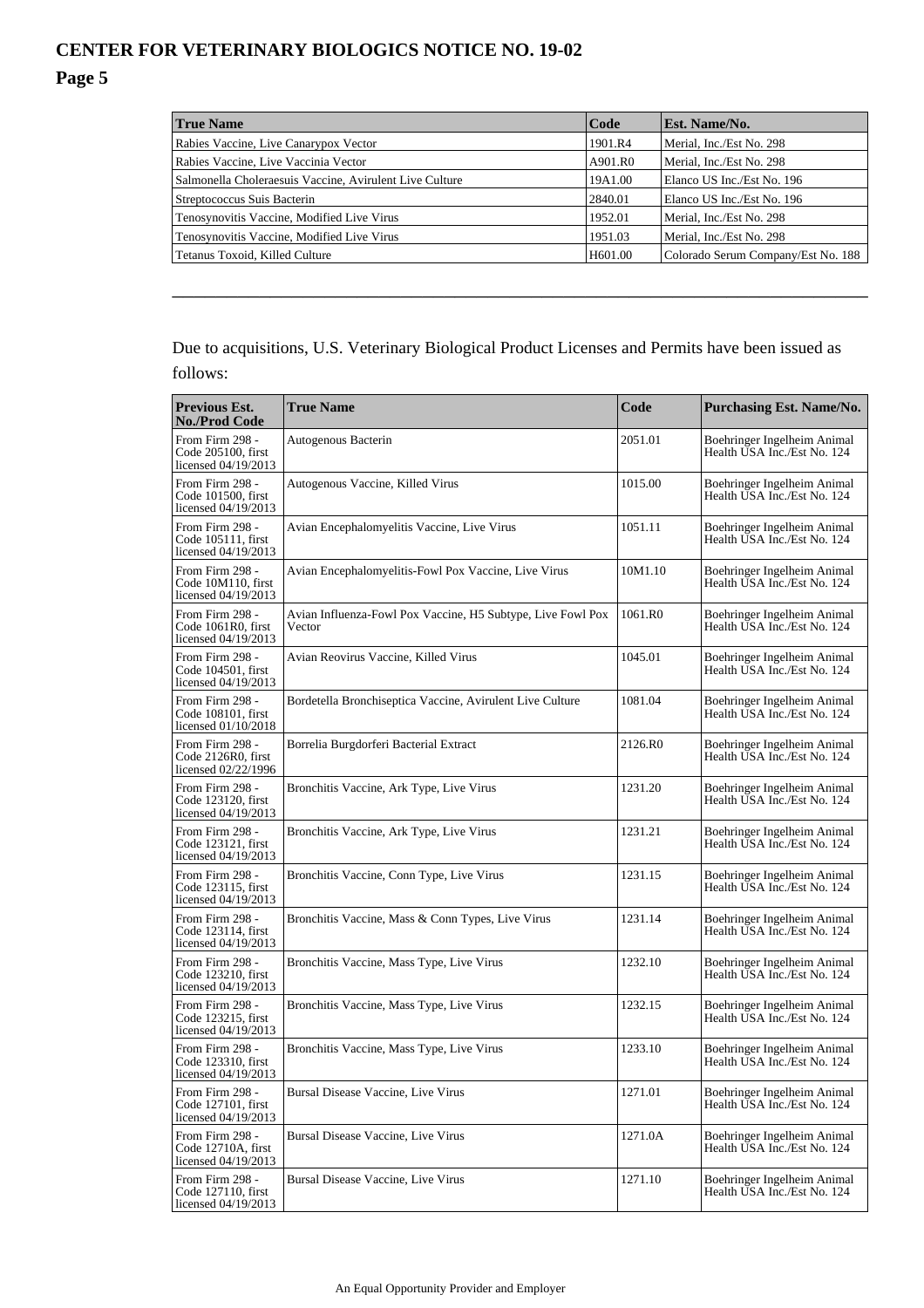| True Name | Code | Est. Name/No. |
|---|---|---|
| Rabies Vaccine, Live Canarypox Vector | 1901.R4 | Merial, Inc./Est No. 298 |
| Rabies Vaccine, Live Vaccinia Vector | A901.R0 | Merial, Inc./Est No. 298 |
| Salmonella Choleraesuis Vaccine, Avirulent Live Culture | 19A1.00 | Elanco US Inc./Est No. 196 |
| Streptococcus Suis Bacterin | 2840.01 | Elanco US Inc./Est No. 196 |
| Tenosynovitis Vaccine, Modified Live Virus | 1952.01 | Merial, Inc./Est No. 298 |
| Tenosynovitis Vaccine, Modified Live Virus | 1951.03 | Merial, Inc./Est No. 298 |
| Tetanus Toxoid, Killed Culture | H601.00 | Colorado Serum Company/Est No. 188 |

---

Due to acquisitions, U.S. Veterinary Biological Product Licenses and Permits have been issued as follows:

| Previous Est. No./Prod Code | True Name | Code | Purchasing Est. Name/No. |
|---|---|---|---|
| From Firm 298 - Code 205100, first licensed 04/19/2013 | Autogenous Bacterin | 2051.01 | Boehringer Ingelheim Animal Health USA Inc./Est No. 124 |
| From Firm 298 - Code 101500, first licensed 04/19/2013 | Autogenous Vaccine, Killed Virus | 1015.00 | Boehringer Ingelheim Animal Health USA Inc./Est No. 124 |
| From Firm 298 - Code 105111, first licensed 04/19/2013 | Avian Encephalomyelitis Vaccine, Live Virus | 1051.11 | Boehringer Ingelheim Animal Health USA Inc./Est No. 124 |
| From Firm 298 - Code 10M110, first licensed 04/19/2013 | Avian Encephalomyelitis-Fowl Pox Vaccine, Live Virus | 10M1.10 | Boehringer Ingelheim Animal Health USA Inc./Est No. 124 |
| From Firm 298 - Code 1061R0, first licensed 04/19/2013 | Avian Influenza-Fowl Pox Vaccine, H5 Subtype, Live Fowl Pox Vector | 1061.R0 | Boehringer Ingelheim Animal Health USA Inc./Est No. 124 |
| From Firm 298 - Code 104501, first licensed 04/19/2013 | Avian Reovirus Vaccine, Killed Virus | 1045.01 | Boehringer Ingelheim Animal Health USA Inc./Est No. 124 |
| From Firm 298 - Code 108101, first licensed 01/10/2018 | Bordetella Bronchiseptica Vaccine, Avirulent Live Culture | 1081.04 | Boehringer Ingelheim Animal Health USA Inc./Est No. 124 |
| From Firm 298 - Code 2126R0, first licensed 02/22/1996 | Borrelia Burgdorferi Bacterial Extract | 2126.R0 | Boehringer Ingelheim Animal Health USA Inc./Est No. 124 |
| From Firm 298 - Code 123120, first licensed 04/19/2013 | Bronchitis Vaccine, Ark Type, Live Virus | 1231.20 | Boehringer Ingelheim Animal Health USA Inc./Est No. 124 |
| From Firm 298 - Code 123121, first licensed 04/19/2013 | Bronchitis Vaccine, Ark Type, Live Virus | 1231.21 | Boehringer Ingelheim Animal Health USA Inc./Est No. 124 |
| From Firm 298 - Code 123115, first licensed 04/19/2013 | Bronchitis Vaccine, Conn Type, Live Virus | 1231.15 | Boehringer Ingelheim Animal Health USA Inc./Est No. 124 |
| From Firm 298 - Code 123114, first licensed 04/19/2013 | Bronchitis Vaccine, Mass & Conn Types, Live Virus | 1231.14 | Boehringer Ingelheim Animal Health USA Inc./Est No. 124 |
| From Firm 298 - Code 123210, first licensed 04/19/2013 | Bronchitis Vaccine, Mass Type, Live Virus | 1232.10 | Boehringer Ingelheim Animal Health USA Inc./Est No. 124 |
| From Firm 298 - Code 123215, first licensed 04/19/2013 | Bronchitis Vaccine, Mass Type, Live Virus | 1232.15 | Boehringer Ingelheim Animal Health USA Inc./Est No. 124 |
| From Firm 298 - Code 123310, first licensed 04/19/2013 | Bronchitis Vaccine, Mass Type, Live Virus | 1233.10 | Boehringer Ingelheim Animal Health USA Inc./Est No. 124 |
| From Firm 298 - Code 127101, first licensed 04/19/2013 | Bursal Disease Vaccine, Live Virus | 1271.01 | Boehringer Ingelheim Animal Health USA Inc./Est No. 124 |
| From Firm 298 - Code 12710A, first licensed 04/19/2013 | Bursal Disease Vaccine, Live Virus | 1271.0A | Boehringer Ingelheim Animal Health USA Inc./Est No. 124 |
| From Firm 298 - Code 127110, first licensed 04/19/2013 | Bursal Disease Vaccine, Live Virus | 1271.10 | Boehringer Ingelheim Animal Health USA Inc./Est No. 124 |

An Equal Opportunity Provider and Employer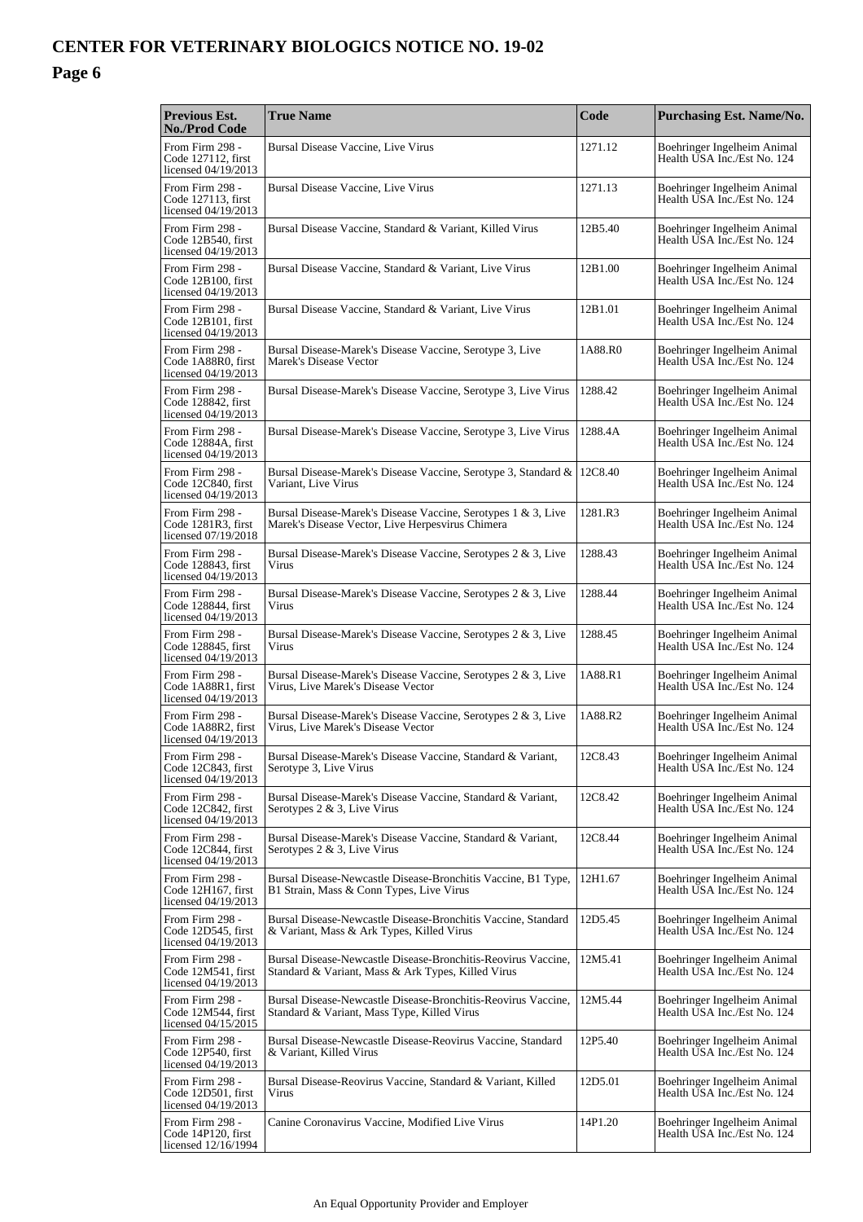# CENTER FOR VETERINARY BIOLOGICS NOTICE NO. 19-02

## Page 6

| Previous Est. No./Prod Code | True Name | Code | Purchasing Est. Name/No. |
| --- | --- | --- | --- |
| From Firm 298 - Code 127112, first licensed 04/19/2013 | Bursal Disease Vaccine, Live Virus | 1271.12 | Boehringer Ingelheim Animal Health USA Inc./Est No. 124 |
| From Firm 298 - Code 127113, first licensed 04/19/2013 | Bursal Disease Vaccine, Live Virus | 1271.13 | Boehringer Ingelheim Animal Health USA Inc./Est No. 124 |
| From Firm 298 - Code 12B540, first licensed 04/19/2013 | Bursal Disease Vaccine, Standard & Variant, Killed Virus | 12B5.40 | Boehringer Ingelheim Animal Health USA Inc./Est No. 124 |
| From Firm 298 - Code 12B100, first licensed 04/19/2013 | Bursal Disease Vaccine, Standard & Variant, Live Virus | 12B1.00 | Boehringer Ingelheim Animal Health USA Inc./Est No. 124 |
| From Firm 298 - Code 12B101, first licensed 04/19/2013 | Bursal Disease Vaccine, Standard & Variant, Live Virus | 12B1.01 | Boehringer Ingelheim Animal Health USA Inc./Est No. 124 |
| From Firm 298 - Code 1A88R0, first licensed 04/19/2013 | Bursal Disease-Marek's Disease Vaccine, Serotype 3, Live Marek's Disease Vector | 1A88.R0 | Boehringer Ingelheim Animal Health USA Inc./Est No. 124 |
| From Firm 298 - Code 128842, first licensed 04/19/2013 | Bursal Disease-Marek's Disease Vaccine, Serotype 3, Live Virus | 1288.42 | Boehringer Ingelheim Animal Health USA Inc./Est No. 124 |
| From Firm 298 - Code 12884A, first licensed 04/19/2013 | Bursal Disease-Marek's Disease Vaccine, Serotype 3, Live Virus | 1288.4A | Boehringer Ingelheim Animal Health USA Inc./Est No. 124 |
| From Firm 298 - Code 12C840, first licensed 04/19/2013 | Bursal Disease-Marek's Disease Vaccine, Serotype 3, Standard & Variant, Live Virus | 12C8.40 | Boehringer Ingelheim Animal Health USA Inc./Est No. 124 |
| From Firm 298 - Code 1281R3, first licensed 07/19/2018 | Bursal Disease-Marek's Disease Vaccine, Serotypes 1 & 3, Live Marek's Disease Vector, Live Herpesvirus Chimera | 1281.R3 | Boehringer Ingelheim Animal Health USA Inc./Est No. 124 |
| From Firm 298 - Code 128843, first licensed 04/19/2013 | Bursal Disease-Marek's Disease Vaccine, Serotypes 2 & 3, Live Virus | 1288.43 | Boehringer Ingelheim Animal Health USA Inc./Est No. 124 |
| From Firm 298 - Code 128844, first licensed 04/19/2013 | Bursal Disease-Marek's Disease Vaccine, Serotypes 2 & 3, Live Virus | 1288.44 | Boehringer Ingelheim Animal Health USA Inc./Est No. 124 |
| From Firm 298 - Code 128845, first licensed 04/19/2013 | Bursal Disease-Marek's Disease Vaccine, Serotypes 2 & 3, Live Virus | 1288.45 | Boehringer Ingelheim Animal Health USA Inc./Est No. 124 |
| From Firm 298 - Code 1A88R1, first licensed 04/19/2013 | Bursal Disease-Marek's Disease Vaccine, Serotypes 2 & 3, Live Virus, Live Marek's Disease Vector | 1A88.R1 | Boehringer Ingelheim Animal Health USA Inc./Est No. 124 |
| From Firm 298 - Code 1A88R2, first licensed 04/19/2013 | Bursal Disease-Marek's Disease Vaccine, Serotypes 2 & 3, Live Virus, Live Marek's Disease Vector | 1A88.R2 | Boehringer Ingelheim Animal Health USA Inc./Est No. 124 |
| From Firm 298 - Code 12C843, first licensed 04/19/2013 | Bursal Disease-Marek's Disease Vaccine, Standard & Variant, Serotype 3, Live Virus | 12C8.43 | Boehringer Ingelheim Animal Health USA Inc./Est No. 124 |
| From Firm 298 - Code 12C842, first licensed 04/19/2013 | Bursal Disease-Marek's Disease Vaccine, Standard & Variant, Serotypes 2 & 3, Live Virus | 12C8.42 | Boehringer Ingelheim Animal Health USA Inc./Est No. 124 |
| From Firm 298 - Code 12C844, first licensed 04/19/2013 | Bursal Disease-Marek's Disease Vaccine, Standard & Variant, Serotypes 2 & 3, Live Virus | 12C8.44 | Boehringer Ingelheim Animal Health USA Inc./Est No. 124 |
| From Firm 298 - Code 12H167, first licensed 04/19/2013 | Bursal Disease-Newcastle Disease-Bronchitis Vaccine, B1 Type, B1 Strain, Mass & Conn Types, Live Virus | 12H1.67 | Boehringer Ingelheim Animal Health USA Inc./Est No. 124 |
| From Firm 298 - Code 12D545, first licensed 04/19/2013 | Bursal Disease-Newcastle Disease-Bronchitis Vaccine, Standard & Variant, Mass & Ark Types, Killed Virus | 12D5.45 | Boehringer Ingelheim Animal Health USA Inc./Est No. 124 |
| From Firm 298 - Code 12M541, first licensed 04/19/2013 | Bursal Disease-Newcastle Disease-Bronchitis-Reovirus Vaccine, Standard & Variant, Mass & Ark Types, Killed Virus | 12M5.41 | Boehringer Ingelheim Animal Health USA Inc./Est No. 124 |
| From Firm 298 - Code 12M544, first licensed 04/15/2015 | Bursal Disease-Newcastle Disease-Bronchitis-Reovirus Vaccine, Standard & Variant, Mass Type, Killed Virus | 12M5.44 | Boehringer Ingelheim Animal Health USA Inc./Est No. 124 |
| From Firm 298 - Code 12P540, first licensed 04/19/2013 | Bursal Disease-Newcastle Disease-Reovirus Vaccine, Standard & Variant, Killed Virus | 12P5.40 | Boehringer Ingelheim Animal Health USA Inc./Est No. 124 |
| From Firm 298 - Code 12D501, first licensed 04/19/2013 | Bursal Disease-Reovirus Vaccine, Standard & Variant, Killed Virus | 12D5.01 | Boehringer Ingelheim Animal Health USA Inc./Est No. 124 |
| From Firm 298 - Code 14P120, first licensed 12/16/1994 | Canine Coronavirus Vaccine, Modified Live Virus | 14P1.20 | Boehringer Ingelheim Animal Health USA Inc./Est No. 124 |

An Equal Opportunity Provider and Employer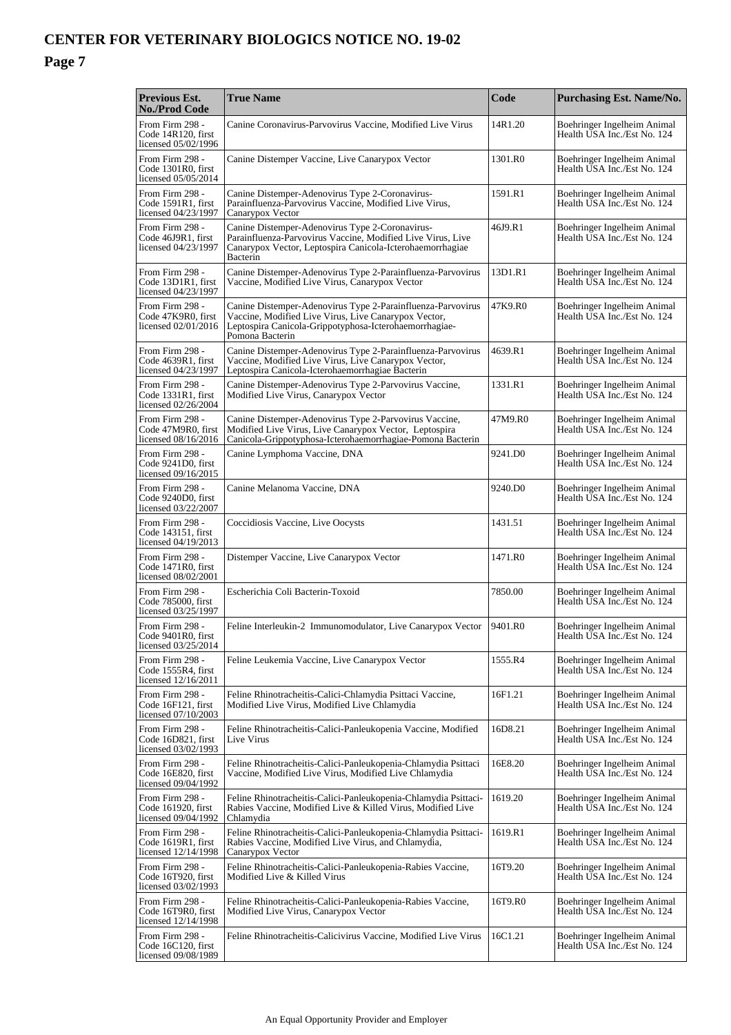# CENTER FOR VETERINARY BIOLOGICS NOTICE NO. 19-02

## Page 7

| Previous Est. No./Prod Code | True Name | Code | Purchasing Est. Name/No. |
|---|---|---|---|
| From Firm 298 - Code 14R120, first licensed 05/02/1996 | Canine Coronavirus-Parvovirus Vaccine, Modified Live Virus | 14R1.20 | Boehringer Ingelheim Animal Health USA Inc./Est No. 124 |
| From Firm 298 - Code 1301R0, first licensed 05/05/2014 | Canine Distemper Vaccine, Live Canarypox Vector | 1301.R0 | Boehringer Ingelheim Animal Health USA Inc./Est No. 124 |
| From Firm 298 - Code 1591R1, first licensed 04/23/1997 | Canine Distemper-Adenovirus Type 2-Coronavirus-Parainfluenza-Parvovirus Vaccine, Modified Live Virus, Canarypox Vector | 1591.R1 | Boehringer Ingelheim Animal Health USA Inc./Est No. 124 |
| From Firm 298 - Code 46J9R1, first licensed 04/23/1997 | Canine Distemper-Adenovirus Type 2-Coronavirus-Parainfluenza-Parvovirus Vaccine, Modified Live Virus, Live Canarypox Vector, Leptospira Canicola-Icterohaemorrhagiae Bacterin | 46J9.R1 | Boehringer Ingelheim Animal Health USA Inc./Est No. 124 |
| From Firm 298 - Code 13D1R1, first licensed 04/23/1997 | Canine Distemper-Adenovirus Type 2-Parainfluenza-Parvovirus Vaccine, Modified Live Virus, Canarypox Vector | 13D1.R1 | Boehringer Ingelheim Animal Health USA Inc./Est No. 124 |
| From Firm 298 - Code 47K9R0, first licensed 02/01/2016 | Canine Distemper-Adenovirus Type 2-Parainfluenza-Parvovirus Vaccine, Modified Live Virus, Live Canarypox Vector, Leptospira Canicola-Grippotyphosa-Icterohaemorrhagiae-Pomona Bacterin | 47K9.R0 | Boehringer Ingelheim Animal Health USA Inc./Est No. 124 |
| From Firm 298 - Code 4639R1, first licensed 04/23/1997 | Canine Distemper-Adenovirus Type 2-Parainfluenza-Parvovirus Vaccine, Modified Live Virus, Live Canarypox Vector, Leptospira Canicola-Icterohaemorrhagiae Bacterin | 4639.R1 | Boehringer Ingelheim Animal Health USA Inc./Est No. 124 |
| From Firm 298 - Code 1331R1, first licensed 02/26/2004 | Canine Distemper-Adenovirus Type 2-Parvovirus Vaccine, Modified Live Virus, Canarypox Vector | 1331.R1 | Boehringer Ingelheim Animal Health USA Inc./Est No. 124 |
| From Firm 298 - Code 47M9R0, first licensed 08/16/2016 | Canine Distemper-Adenovirus Type 2-Parvovirus Vaccine, Modified Live Virus, Live Canarypox Vector, Leptospira Canicola-Grippotyphosa-Icterohaemorrhagiae-Pomona Bacterin | 47M9.R0 | Boehringer Ingelheim Animal Health USA Inc./Est No. 124 |
| From Firm 298 - Code 9241D0, first licensed 09/16/2015 | Canine Lymphoma Vaccine, DNA | 9241.D0 | Boehringer Ingelheim Animal Health USA Inc./Est No. 124 |
| From Firm 298 - Code 9240D0, first licensed 03/22/2007 | Canine Melanoma Vaccine, DNA | 9240.D0 | Boehringer Ingelheim Animal Health USA Inc./Est No. 124 |
| From Firm 298 - Code 143151, first licensed 04/19/2013 | Coccidiosis Vaccine, Live Oocysts | 1431.51 | Boehringer Ingelheim Animal Health USA Inc./Est No. 124 |
| From Firm 298 - Code 1471R0, first licensed 08/02/2001 | Distemper Vaccine, Live Canarypox Vector | 1471.R0 | Boehringer Ingelheim Animal Health USA Inc./Est No. 124 |
| From Firm 298 - Code 785000, first licensed 03/25/1997 | Escherichia Coli Bacterin-Toxoid | 7850.00 | Boehringer Ingelheim Animal Health USA Inc./Est No. 124 |
| From Firm 298 - Code 9401R0, first licensed 03/25/2014 | Feline Interleukin-2 Immunomodulator, Live Canarypox Vector | 9401.R0 | Boehringer Ingelheim Animal Health USA Inc./Est No. 124 |
| From Firm 298 - Code 1555R4, first licensed 12/16/2011 | Feline Leukemia Vaccine, Live Canarypox Vector | 1555.R4 | Boehringer Ingelheim Animal Health USA Inc./Est No. 124 |
| From Firm 298 - Code 16F121, first licensed 07/10/2003 | Feline Rhinotracheitis-Calici-Chlamydia Psittaci Vaccine, Modified Live Virus, Modified Live Chlamydia | 16F1.21 | Boehringer Ingelheim Animal Health USA Inc./Est No. 124 |
| From Firm 298 - Code 16D821, first licensed 03/02/1993 | Feline Rhinotracheitis-Calici-Panleukopenia Vaccine, Modified Live Virus | 16D8.21 | Boehringer Ingelheim Animal Health USA Inc./Est No. 124 |
| From Firm 298 - Code 16E820, first licensed 09/04/1992 | Feline Rhinotracheitis-Calici-Panleukopenia-Chlamydia Psittaci Vaccine, Modified Live Virus, Modified Live Chlamydia | 16E8.20 | Boehringer Ingelheim Animal Health USA Inc./Est No. 124 |
| From Firm 298 - Code 161920, first licensed 09/04/1992 | Feline Rhinotracheitis-Calici-Panleukopenia-Chlamydia Psittaci-Rabies Vaccine, Modified Live & Killed Virus, Modified Live Chlamydia | 1619.20 | Boehringer Ingelheim Animal Health USA Inc./Est No. 124 |
| From Firm 298 - Code 1619R1, first licensed 12/14/1998 | Feline Rhinotracheitis-Calici-Panleukopenia-Chlamydia Psittaci-Rabies Vaccine, Modified Live Virus, and Chlamydia, Canarypox Vector | 1619.R1 | Boehringer Ingelheim Animal Health USA Inc./Est No. 124 |
| From Firm 298 - Code 16T920, first licensed 03/02/1993 | Feline Rhinotracheitis-Calici-Panleukopenia-Rabies Vaccine, Modified Live & Killed Virus | 16T9.20 | Boehringer Ingelheim Animal Health USA Inc./Est No. 124 |
| From Firm 298 - Code 16T9R0, first licensed 12/14/1998 | Feline Rhinotracheitis-Calici-Panleukopenia-Rabies Vaccine, Modified Live Virus, Canarypox Vector | 16T9.R0 | Boehringer Ingelheim Animal Health USA Inc./Est No. 124 |
| From Firm 298 - Code 16C120, first licensed 09/08/1989 | Feline Rhinotracheitis-Calicivirus Vaccine, Modified Live Virus | 16C1.21 | Boehringer Ingelheim Animal Health USA Inc./Est No. 124 |

An Equal Opportunity Provider and Employer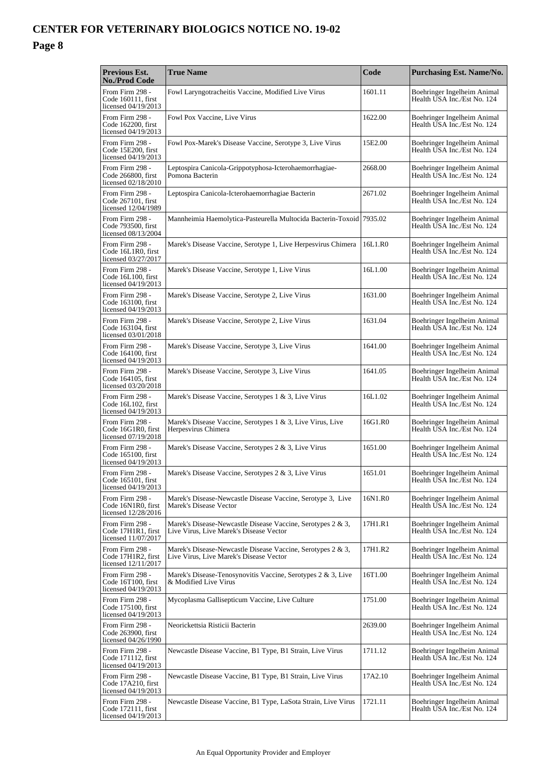# CENTER FOR VETERINARY BIOLOGICS NOTICE NO. 19-02

## Page 8

| Previous Est. No./Prod Code | True Name | Code | Purchasing Est. Name/No. |
|---|---|---|---|
| From Firm 298 - Code 160111, first licensed 04/19/2013 | Fowl Laryngotracheitis Vaccine, Modified Live Virus | 1601.11 | Boehringer Ingelheim Animal Health USA Inc./Est No. 124 |
| From Firm 298 - Code 162200, first licensed 04/19/2013 | Fowl Pox Vaccine, Live Virus | 1622.00 | Boehringer Ingelheim Animal Health USA Inc./Est No. 124 |
| From Firm 298 - Code 15E200, first licensed 04/19/2013 | Fowl Pox-Marek's Disease Vaccine, Serotype 3, Live Virus | 15E2.00 | Boehringer Ingelheim Animal Health USA Inc./Est No. 124 |
| From Firm 298 - Code 266800, first licensed 02/18/2010 | Leptospira Canicola-Grippotyphosa-Icterohaemorrhagiae-Pomona Bacterin | 2668.00 | Boehringer Ingelheim Animal Health USA Inc./Est No. 124 |
| From Firm 298 - Code 267101, first licensed 12/04/1989 | Leptospira Canicola-Icterohaemorrhagiae Bacterin | 2671.02 | Boehringer Ingelheim Animal Health USA Inc./Est No. 124 |
| From Firm 298 - Code 793500, first licensed 08/13/2004 | Mannheimia Haemolytica-Pasteurella Multocida Bacterin-Toxoid | 7935.02 | Boehringer Ingelheim Animal Health USA Inc./Est No. 124 |
| From Firm 298 - Code 16L1R0, first licensed 03/27/2017 | Marek's Disease Vaccine, Serotype 1, Live Herpesvirus Chimera | 16L1.R0 | Boehringer Ingelheim Animal Health USA Inc./Est No. 124 |
| From Firm 298 - Code 16L100, first licensed 04/19/2013 | Marek's Disease Vaccine, Serotype 1, Live Virus | 16L1.00 | Boehringer Ingelheim Animal Health USA Inc./Est No. 124 |
| From Firm 298 - Code 163100, first licensed 04/19/2013 | Marek's Disease Vaccine, Serotype 2, Live Virus | 1631.00 | Boehringer Ingelheim Animal Health USA Inc./Est No. 124 |
| From Firm 298 - Code 163104, first licensed 03/01/2018 | Marek's Disease Vaccine, Serotype 2, Live Virus | 1631.04 | Boehringer Ingelheim Animal Health USA Inc./Est No. 124 |
| From Firm 298 - Code 164100, first licensed 04/19/2013 | Marek's Disease Vaccine, Serotype 3, Live Virus | 1641.00 | Boehringer Ingelheim Animal Health USA Inc./Est No. 124 |
| From Firm 298 - Code 164105, first licensed 03/20/2018 | Marek's Disease Vaccine, Serotype 3, Live Virus | 1641.05 | Boehringer Ingelheim Animal Health USA Inc./Est No. 124 |
| From Firm 298 - Code 16L102, first licensed 04/19/2013 | Marek's Disease Vaccine, Serotypes 1 & 3, Live Virus | 16L1.02 | Boehringer Ingelheim Animal Health USA Inc./Est No. 124 |
| From Firm 298 - Code 16G1R0, first licensed 07/19/2018 | Marek's Disease Vaccine, Serotypes 1 & 3, Live Virus, Live Herpesvirus Chimera | 16G1.R0 | Boehringer Ingelheim Animal Health USA Inc./Est No. 124 |
| From Firm 298 - Code 165100, first licensed 04/19/2013 | Marek's Disease Vaccine, Serotypes 2 & 3, Live Virus | 1651.00 | Boehringer Ingelheim Animal Health USA Inc./Est No. 124 |
| From Firm 298 - Code 165101, first licensed 04/19/2013 | Marek's Disease Vaccine, Serotypes 2 & 3, Live Virus | 1651.01 | Boehringer Ingelheim Animal Health USA Inc./Est No. 124 |
| From Firm 298 - Code 16N1R0, first licensed 12/28/2016 | Marek's Disease-Newcastle Disease Vaccine, Serotype 3, Live Marek's Disease Vector | 16N1.R0 | Boehringer Ingelheim Animal Health USA Inc./Est No. 124 |
| From Firm 298 - Code 17H1R1, first licensed 11/07/2017 | Marek's Disease-Newcastle Disease Vaccine, Serotypes 2 & 3, Live Virus, Live Marek's Disease Vector | 17H1.R1 | Boehringer Ingelheim Animal Health USA Inc./Est No. 124 |
| From Firm 298 - Code 17H1R2, first licensed 12/11/2017 | Marek's Disease-Newcastle Disease Vaccine, Serotypes 2 & 3, Live Virus, Live Marek's Disease Vector | 17H1.R2 | Boehringer Ingelheim Animal Health USA Inc./Est No. 124 |
| From Firm 298 - Code 16T100, first licensed 04/19/2013 | Marek's Disease-Tenosynovitis Vaccine, Serotypes 2 & 3, Live & Modified Live Virus | 16T1.00 | Boehringer Ingelheim Animal Health USA Inc./Est No. 124 |
| From Firm 298 - Code 175100, first licensed 04/19/2013 | Mycoplasma Gallisepticum Vaccine, Live Culture | 1751.00 | Boehringer Ingelheim Animal Health USA Inc./Est No. 124 |
| From Firm 298 - Code 263900, first licensed 04/26/1990 | Neorickettsia Risticii Bacterin | 2639.00 | Boehringer Ingelheim Animal Health USA Inc./Est No. 124 |
| From Firm 298 - Code 171112, first licensed 04/19/2013 | Newcastle Disease Vaccine, B1 Type, B1 Strain, Live Virus | 1711.12 | Boehringer Ingelheim Animal Health USA Inc./Est No. 124 |
| From Firm 298 - Code 17A210, first licensed 04/19/2013 | Newcastle Disease Vaccine, B1 Type, B1 Strain, Live Virus | 17A2.10 | Boehringer Ingelheim Animal Health USA Inc./Est No. 124 |
| From Firm 298 - Code 172111, first licensed 04/19/2013 | Newcastle Disease Vaccine, B1 Type, LaSota Strain, Live Virus | 1721.11 | Boehringer Ingelheim Animal Health USA Inc./Est No. 124 |

An Equal Opportunity Provider and Employer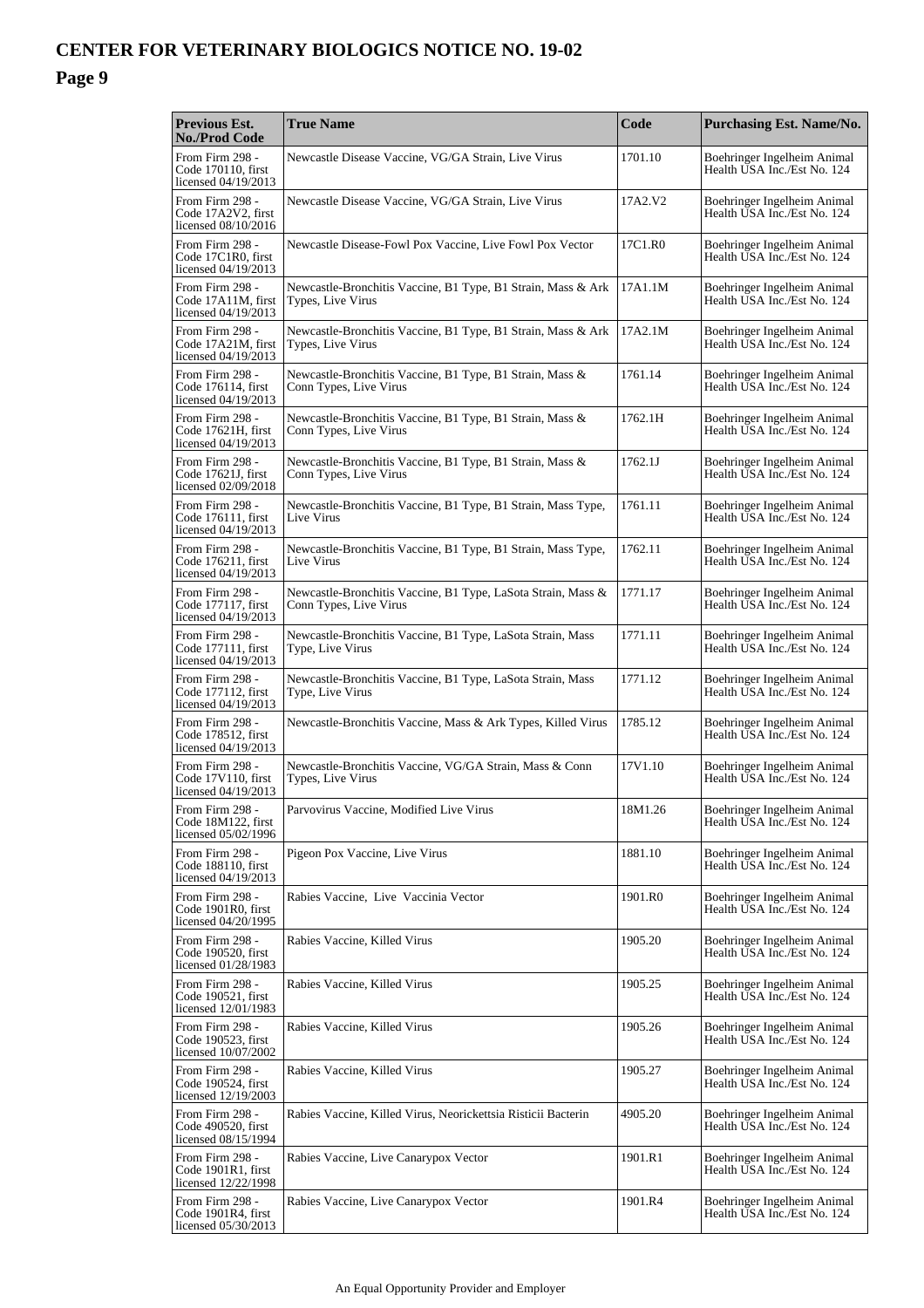# CENTER FOR VETERINARY BIOLOGICS NOTICE NO. 19-02

| Previous Est. No./Prod Code | True Name | Code | Purchasing Est. Name/No. |
|---|---|---|---|
| From Firm 298 - Code 170110, first licensed 04/19/2013 | Newcastle Disease Vaccine, VG/GA Strain, Live Virus | 1701.10 | Boehringer Ingelheim Animal Health USA Inc./Est No. 124 |
| From Firm 298 - Code 17A2V2, first licensed 08/10/2016 | Newcastle Disease Vaccine, VG/GA Strain, Live Virus | 17A2.V2 | Boehringer Ingelheim Animal Health USA Inc./Est No. 124 |
| From Firm 298 - Code 17C1R0, first licensed 04/19/2013 | Newcastle Disease-Fowl Pox Vaccine, Live Fowl Pox Vector | 17C1.R0 | Boehringer Ingelheim Animal Health USA Inc./Est No. 124 |
| From Firm 298 - Code 17A11M, first licensed 04/19/2013 | Newcastle-Bronchitis Vaccine, B1 Type, B1 Strain, Mass & Ark Types, Live Virus | 17A1.1M | Boehringer Ingelheim Animal Health USA Inc./Est No. 124 |
| From Firm 298 - Code 17A21M, first licensed 04/19/2013 | Newcastle-Bronchitis Vaccine, B1 Type, B1 Strain, Mass & Ark Types, Live Virus | 17A2.1M | Boehringer Ingelheim Animal Health USA Inc./Est No. 124 |
| From Firm 298 - Code 176114, first licensed 04/19/2013 | Newcastle-Bronchitis Vaccine, B1 Type, B1 Strain, Mass & Conn Types, Live Virus | 1761.14 | Boehringer Ingelheim Animal Health USA Inc./Est No. 124 |
| From Firm 298 - Code 17621H, first licensed 04/19/2013 | Newcastle-Bronchitis Vaccine, B1 Type, B1 Strain, Mass & Conn Types, Live Virus | 1762.1H | Boehringer Ingelheim Animal Health USA Inc./Est No. 124 |
| From Firm 298 - Code 17621J, first licensed 02/09/2018 | Newcastle-Bronchitis Vaccine, B1 Type, B1 Strain, Mass & Conn Types, Live Virus | 1762.1J | Boehringer Ingelheim Animal Health USA Inc./Est No. 124 |
| From Firm 298 - Code 176111, first licensed 04/19/2013 | Newcastle-Bronchitis Vaccine, B1 Type, B1 Strain, Mass Type, Live Virus | 1761.11 | Boehringer Ingelheim Animal Health USA Inc./Est No. 124 |
| From Firm 298 - Code 176211, first licensed 04/19/2013 | Newcastle-Bronchitis Vaccine, B1 Type, B1 Strain, Mass Type, Live Virus | 1762.11 | Boehringer Ingelheim Animal Health USA Inc./Est No. 124 |
| From Firm 298 - Code 177117, first licensed 04/19/2013 | Newcastle-Bronchitis Vaccine, B1 Type, LaSota Strain, Mass & Conn Types, Live Virus | 1771.17 | Boehringer Ingelheim Animal Health USA Inc./Est No. 124 |
| From Firm 298 - Code 177111, first licensed 04/19/2013 | Newcastle-Bronchitis Vaccine, B1 Type, LaSota Strain, Mass Type, Live Virus | 1771.11 | Boehringer Ingelheim Animal Health USA Inc./Est No. 124 |
| From Firm 298 - Code 177112, first licensed 04/19/2013 | Newcastle-Bronchitis Vaccine, B1 Type, LaSota Strain, Mass Type, Live Virus | 1771.12 | Boehringer Ingelheim Animal Health USA Inc./Est No. 124 |
| From Firm 298 - Code 178512, first licensed 04/19/2013 | Newcastle-Bronchitis Vaccine, Mass & Ark Types, Killed Virus | 1785.12 | Boehringer Ingelheim Animal Health USA Inc./Est No. 124 |
| From Firm 298 - Code 17V110, first licensed 04/19/2013 | Newcastle-Bronchitis Vaccine, VG/GA Strain, Mass & Conn Types, Live Virus | 17V1.10 | Boehringer Ingelheim Animal Health USA Inc./Est No. 124 |
| From Firm 298 - Code 18M122, first licensed 05/02/1996 | Parvovirus Vaccine, Modified Live Virus | 18M1.26 | Boehringer Ingelheim Animal Health USA Inc./Est No. 124 |
| From Firm 298 - Code 188110, first licensed 04/19/2013 | Pigeon Pox Vaccine, Live Virus | 1881.10 | Boehringer Ingelheim Animal Health USA Inc./Est No. 124 |
| From Firm 298 - Code 1901R0, first licensed 04/20/1995 | Rabies Vaccine, Live Vaccinia Vector | 1901.R0 | Boehringer Ingelheim Animal Health USA Inc./Est No. 124 |
| From Firm 298 - Code 190520, first licensed 01/28/1983 | Rabies Vaccine, Killed Virus | 1905.20 | Boehringer Ingelheim Animal Health USA Inc./Est No. 124 |
| From Firm 298 - Code 190521, first licensed 12/01/1983 | Rabies Vaccine, Killed Virus | 1905.25 | Boehringer Ingelheim Animal Health USA Inc./Est No. 124 |
| From Firm 298 - Code 190523, first licensed 10/07/2002 | Rabies Vaccine, Killed Virus | 1905.26 | Boehringer Ingelheim Animal Health USA Inc./Est No. 124 |
| From Firm 298 - Code 190524, first licensed 12/19/2003 | Rabies Vaccine, Killed Virus | 1905.27 | Boehringer Ingelheim Animal Health USA Inc./Est No. 124 |
| From Firm 298 - Code 490520, first licensed 08/15/1994 | Rabies Vaccine, Killed Virus, Neorickettsia Risticii Bacterin | 4905.20 | Boehringer Ingelheim Animal Health USA Inc./Est No. 124 |
| From Firm 298 - Code 1901R1, first licensed 12/22/1998 | Rabies Vaccine, Live Canarypox Vector | 1901.R1 | Boehringer Ingelheim Animal Health USA Inc./Est No. 124 |
| From Firm 298 - Code 1901R4, first licensed 05/30/2013 | Rabies Vaccine, Live Canarypox Vector | 1901.R4 | Boehringer Ingelheim Animal Health USA Inc./Est No. 124 |

An Equal Opportunity Provider and Employer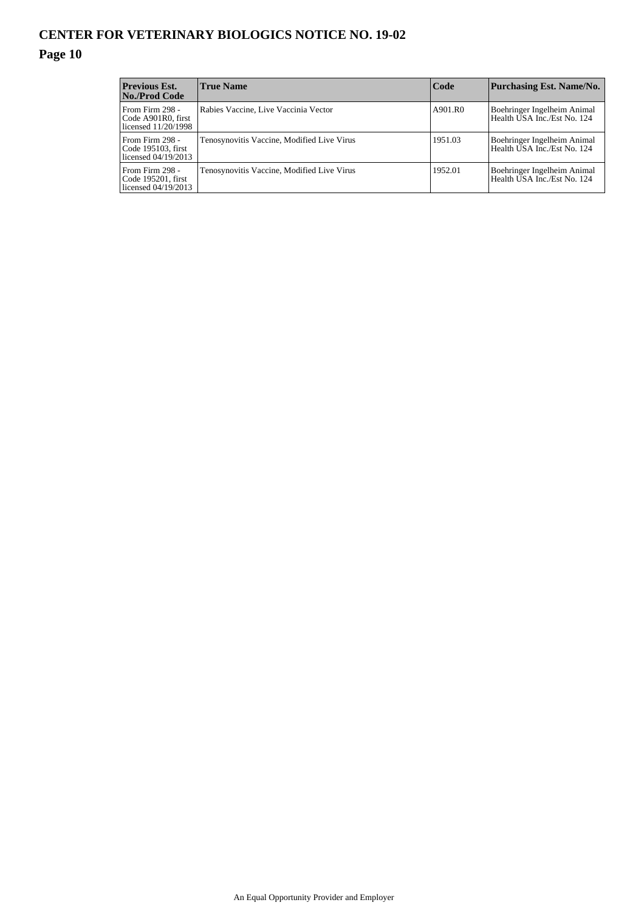| Previous Est. No./Prod Code | True Name | Code | Purchasing Est. Name/No. |
|---|---|---|---|
| From Firm 298 - Code A901R0, first licensed 11/20/1998 | Rabies Vaccine, Live Vaccinia Vector | A901.R0 | Boehringer Ingelheim Animal Health USA Inc./Est No. 124 |
| From Firm 298 - Code 195103, first licensed 04/19/2013 | Tenosynovitis Vaccine, Modified Live Virus | 1951.03 | Boehringer Ingelheim Animal Health USA Inc./Est No. 124 |
| From Firm 298 - Code 195201, first licensed 04/19/2013 | Tenosynovitis Vaccine, Modified Live Virus | 1952.01 | Boehringer Ingelheim Animal Health USA Inc./Est No. 124 |